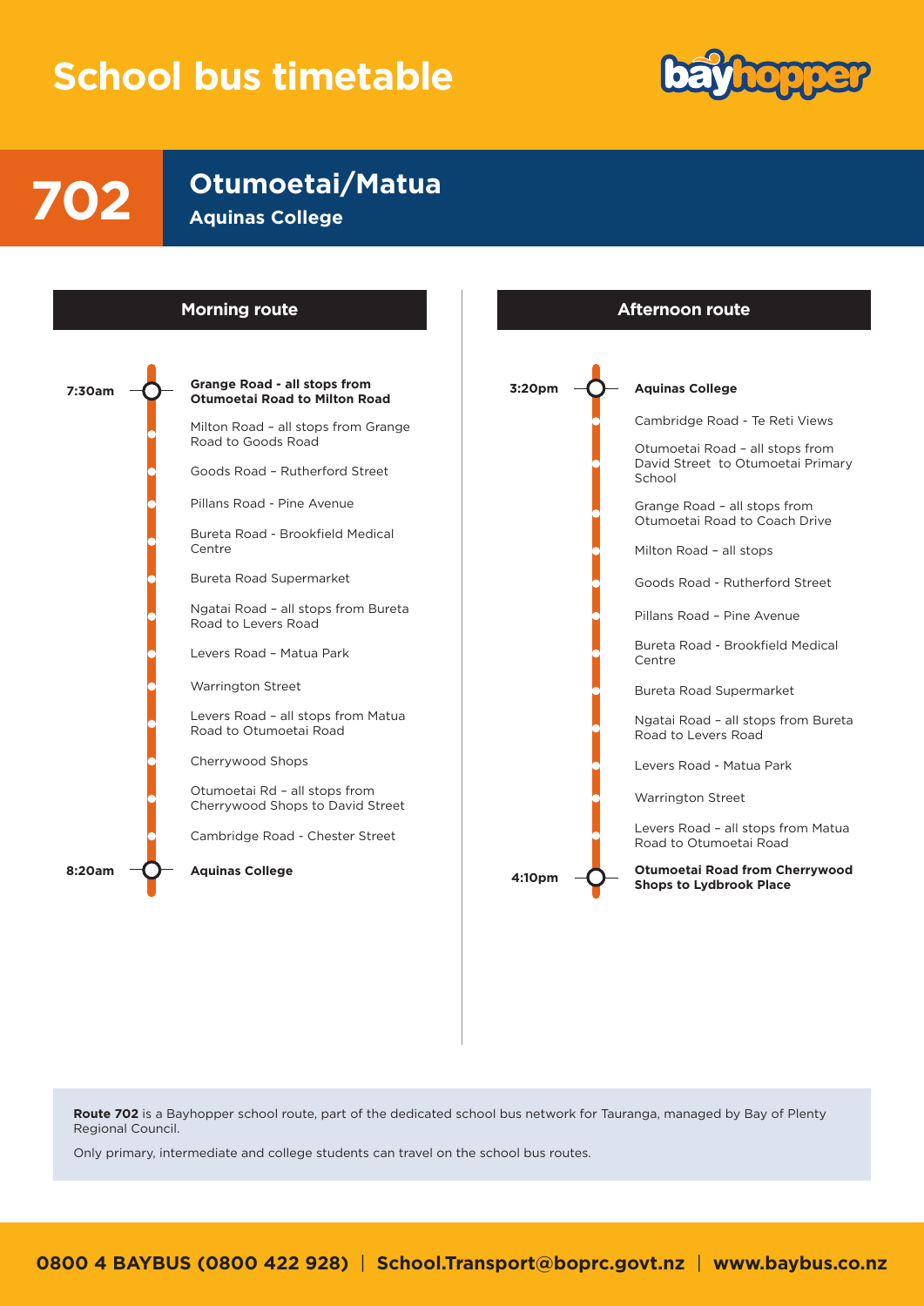# School bus timetable

## 702 Otumoetai/Matua

### Aquinas College

### Morning route

| Time | Stop |
|---|---|
| 7:30am | **Grange Road - all stops from Otumoetai Road to Milton Road** |
| | Milton Road – all stops from Grange Road to Goods Road |
| | Goods Road – Rutherford Street |
| | Pillans Road - Pine Avenue |
| | Bureta Road - Brookfield Medical Centre |
| | Bureta Road Supermarket |
| | Ngatai Road – all stops from Bureta Road to Levers Road |
| | Levers Road – Matua Park |
| | Warrington Street |
| | Levers Road – all stops from Matua Road to Otumoetai Road |
| | Cherrywood Shops |
| | Otumoetai Rd – all stops from Cherrywood Shops to David Street |
| | Cambridge Road - Chester Street |
| 8:20am | **Aquinas College** |

### Afternoon route

| Time | Stop |
|---|---|
| 3:20pm | **Aquinas College** |
| | Cambridge Road - Te Reti Views |
| | Otumoetai Road – all stops from David Street to Otumoetai Primary School |
| | Grange Road – all stops from Otumoetai Road to Coach Drive |
| | Milton Road – all stops |
| | Goods Road - Rutherford Street |
| | Pillans Road – Pine Avenue |
| | Bureta Road - Brookfield Medical Centre |
| | Bureta Road Supermarket |
| | Ngatai Road – all stops from Bureta Road to Levers Road |
| | Levers Road - Matua Park |
| | Warrington Street |
| | Levers Road – all stops from Matua Road to Otumoetai Road |
| 4:10pm | **Otumoetai Road from Cherrywood Shops to Lydbrook Place** |

**Route 702** is a Bayhopper school route, part of the dedicated school bus network for Tauranga, managed by Bay of Plenty Regional Council.

Only primary, intermediate and college students can travel on the school bus routes.

**0800 4 BAYBUS (0800 422 928)** | **School.Transport@boprc.govt.nz** | **www.baybus.co.nz**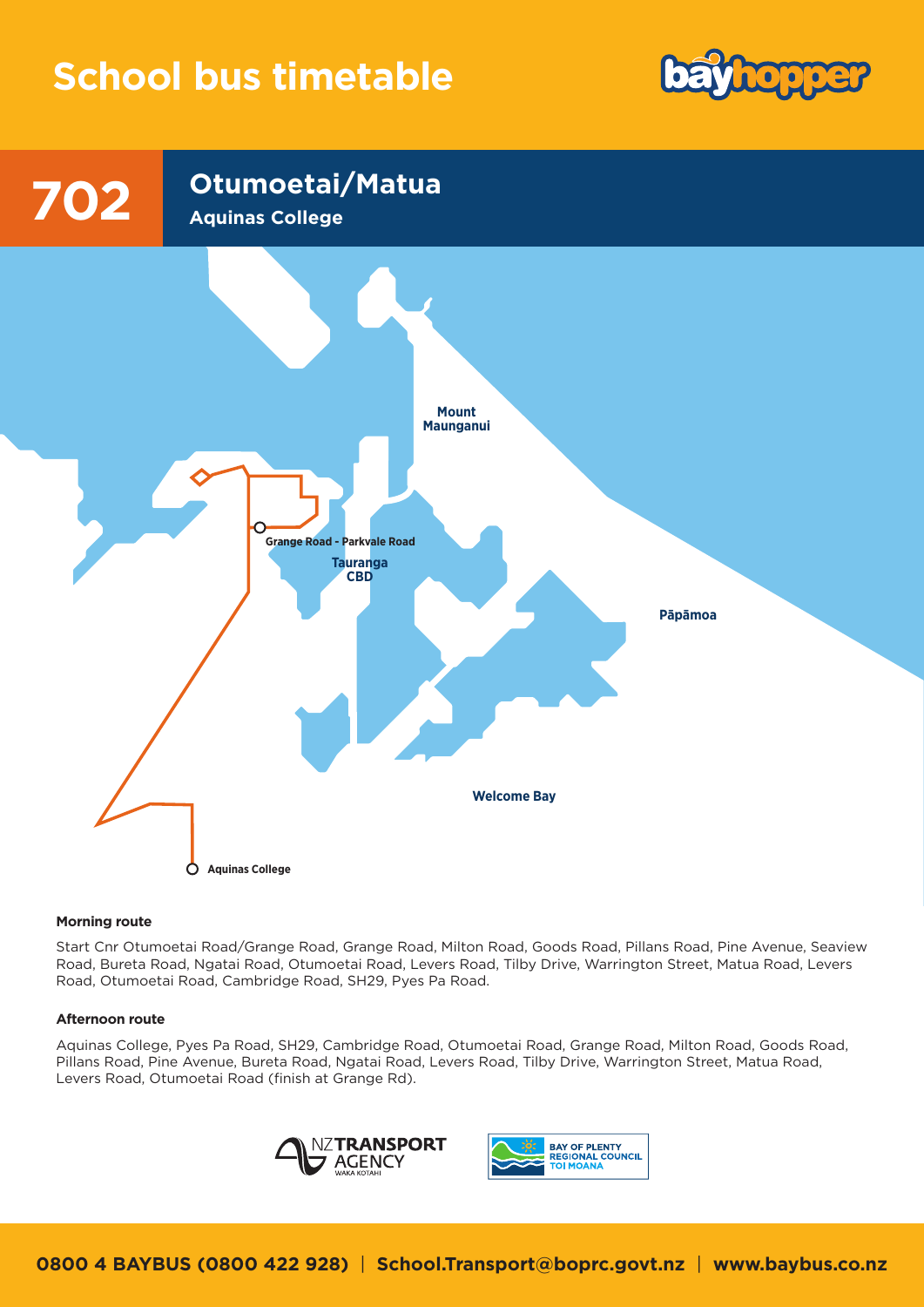# School bus timetable

bayhopper

## 702 Otumoetai/Matua

### Aquinas College

Mount Maunganui

Grange Road - Parkvale Road

Tauranga CBD

Pāpāmoa

Welcome Bay

Aquinas College

#### Morning route

Start Cnr Otumoetai Road/Grange Road, Grange Road, Milton Road, Goods Road, Pillans Road, Pine Avenue, Seaview Road, Bureta Road, Ngatai Road, Otumoetai Road, Levers Road, Tilby Drive, Warrington Street, Matua Road, Levers Road, Otumoetai Road, Cambridge Road, SH29, Pyes Pa Road.

#### Afternoon route

Aquinas College, Pyes Pa Road, SH29, Cambridge Road, Otumoetai Road, Grange Road, Milton Road, Goods Road, Pillans Road, Pine Avenue, Bureta Road, Ngatai Road, Levers Road, Tilby Drive, Warrington Street, Matua Road, Levers Road, Otumoetai Road (finish at Grange Rd).

NZ TRANSPORT AGENCY WAKA KOTAHI

BAY OF PLENTY REGIONAL COUNCIL TOI MOANA

**0800 4 BAYBUS (0800 422 928)** | **School.Transport@boprc.govt.nz** | **www.baybus.co.nz**